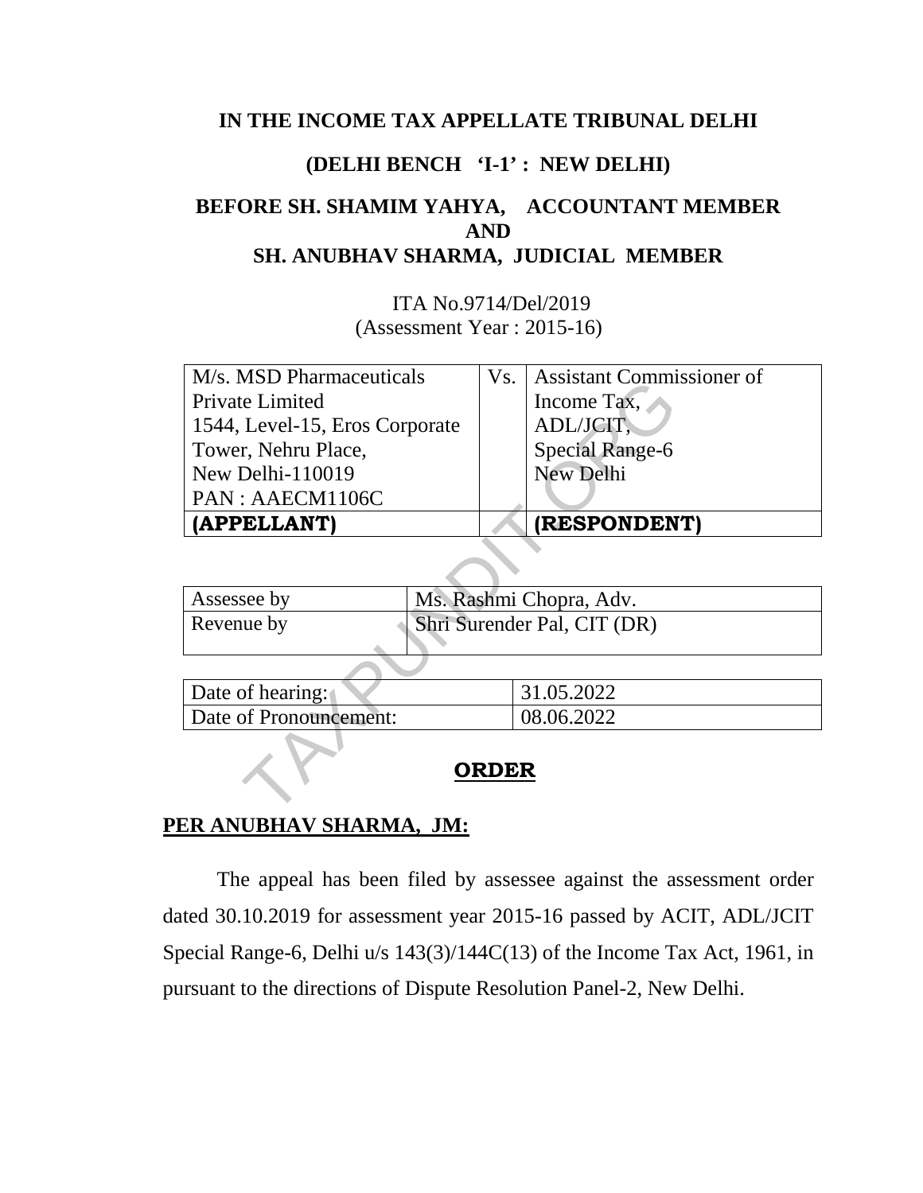**IN THE INCOME TAX APPELLATE TRIBUNAL DELHI**

**(DELHI BENCH 'I-1' : NEW DELHI)**

**BEFORE SH. SHAMIM YAHYA, ACCOUNTANT MEMBER AND SH. ANUBHAV SHARMA, JUDICIAL MEMBER**

ITA No.9714/Del/2019
(Assessment Year : 2015-16)

| M/s. MSD Pharmaceuticals Private Limited 1544, Level-15, Eros Corporate Tower, Nehru Place, New Delhi-110019 PAN : AAECM1106C | Vs. | Assistant Commissioner of Income Tax, ADL/JCIT, Special Range-6 New Delhi |
|---|---|---|
| **(APPELLANT)** | | **(RESPONDENT)** |

| Assessee by | Ms. Rashmi Chopra, Adv. |
|---|---|
| Revenue by | Shri Surender Pal, CIT (DR) |

| Date of hearing: | 31.05.2022 |
|---|---|
| Date of Pronouncement: | 08.06.2022 |

## ORDER

**PER ANUBHAV SHARMA, JM:**

The appeal has been filed by assessee against the assessment order dated 30.10.2019 for assessment year 2015-16 passed by ACIT, ADL/JCIT Special Range-6, Delhi u/s 143(3)/144C(13) of the Income Tax Act, 1961, in pursuant to the directions of Dispute Resolution Panel-2, New Delhi.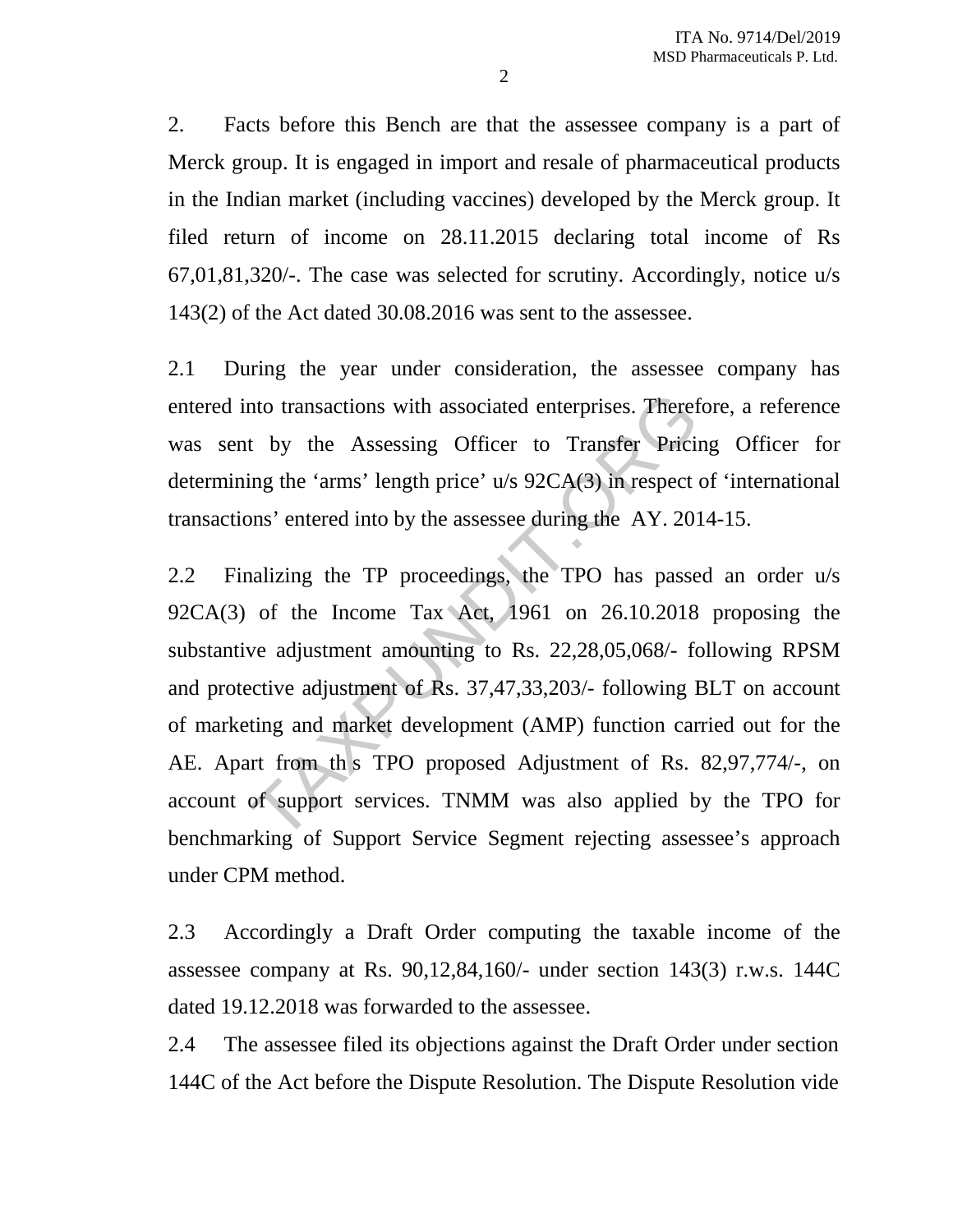2. Facts before this Bench are that the assessee company is a part of Merck group. It is engaged in import and resale of pharmaceutical products in the Indian market (including vaccines) developed by the Merck group. It filed return of income on 28.11.2015 declaring total income of Rs 67,01,81,320/-. The case was selected for scrutiny. Accordingly, notice u/s 143(2) of the Act dated 30.08.2016 was sent to the assessee.

2.1 During the year under consideration, the assessee company has entered into transactions with associated enterprises. Therefore, a reference was sent by the Assessing Officer to Transfer Pricing Officer for determining the 'arms' length price' u/s 92CA(3) in respect of 'international transactions' entered into by the assessee during the AY. 2014-15.

2.2 Finalizing the TP proceedings, the TPO has passed an order u/s 92CA(3) of the Income Tax Act, 1961 on 26.10.2018 proposing the substantive adjustment amounting to Rs. 22,28,05,068/- following RPSM and protective adjustment of Rs. 37,47,33,203/- following BLT on account of marketing and market development (AMP) function carried out for the AE. Apart from this TPO proposed Adjustment of Rs. 82,97,774/-, on account of support services. TNMM was also applied by the TPO for benchmarking of Support Service Segment rejecting assessee's approach under CPM method.

2.3 Accordingly a Draft Order computing the taxable income of the assessee company at Rs. 90,12,84,160/- under section 143(3) r.w.s. 144C dated 19.12.2018 was forwarded to the assessee.

2.4 The assessee filed its objections against the Draft Order under section 144C of the Act before the Dispute Resolution. The Dispute Resolution vide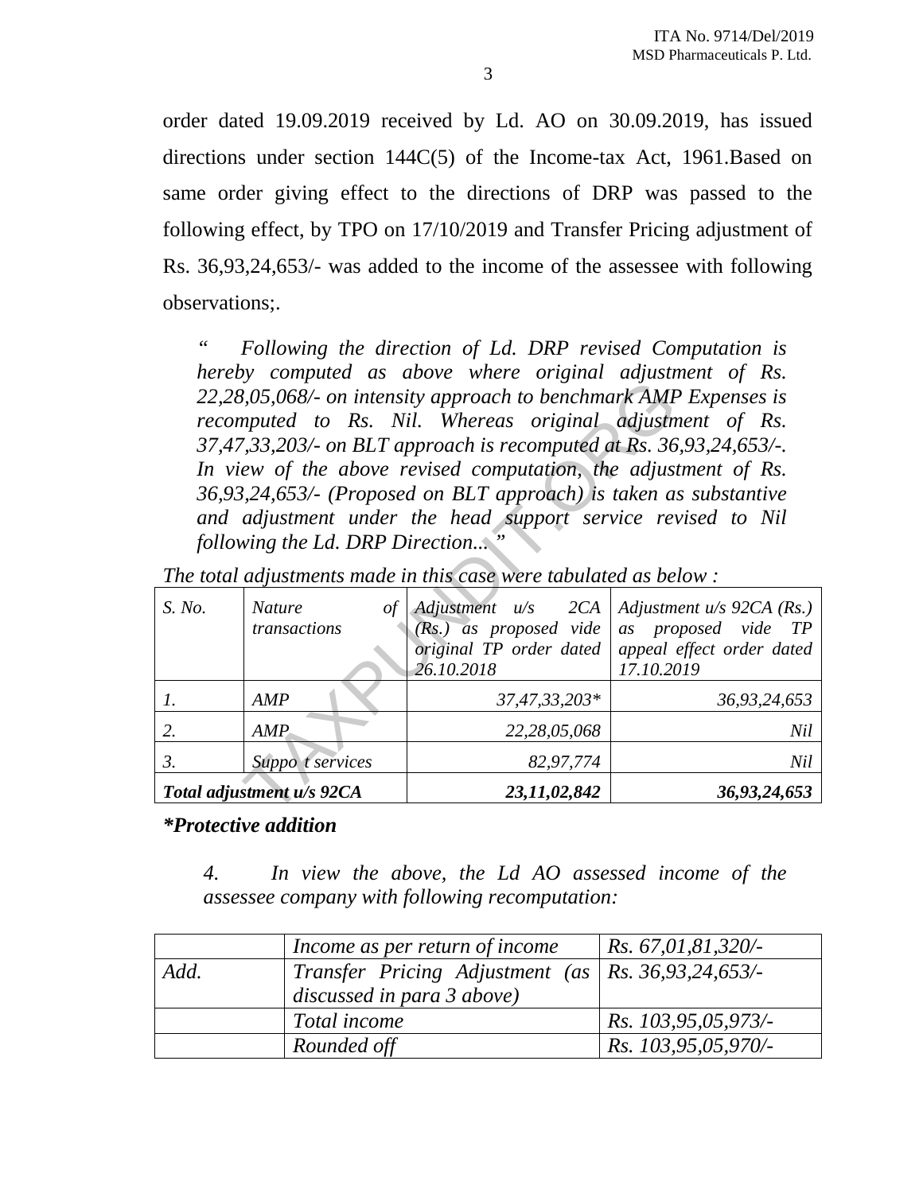order dated 19.09.2019 received by Ld. AO on 30.09.2019, has issued directions under section 144C(5) of the Income-tax Act, 1961.Based on same order giving effect to the directions of DRP was passed to the following effect, by TPO on 17/10/2019 and Transfer Pricing adjustment of Rs. 36,93,24,653/- was added to the income of the assessee with following observations;.

> *" Following the direction of Ld. DRP revised Computation is hereby computed as above where original adjustment of Rs. 22,28,05,068/- on intensity approach to benchmark AMP Expenses is recomputed to Rs. Nil. Whereas original adjustment of Rs. 37,47,33,203/- on BLT approach is recomputed at Rs. 36,93,24,653/-. In view of the above revised computation, the adjustment of Rs. 36,93,24,653/- (Proposed on BLT approach) is taken as substantive and adjustment under the head support service revised to Nil following the Ld. DRP Direction... "*

*The total adjustments made in this case were tabulated as below :*

| *S. No.* | *Nature of transactions* | *Adjustment u/s 2CA (Rs.) as proposed vide original TP order dated 26.10.2018* | *Adjustment u/s 92CA (Rs.) as proposed vide TP appeal effect order dated 17.10.2019* |
|---|---|---|---|
| *1.* | *AMP* | *37,47,33,203\** | *36,93,24,653* |
| *2.* | *AMP* | *22,28,05,068* | *Nil* |
| *3.* | *Suppo t services* | *82,97,774* | *Nil* |
| ***Total adjustment u/s 92CA*** | | ***23,11,02,842*** | ***36,93,24,653*** |

***\*Protective addition***

> *4. In view the above, the Ld AO assessed income of the assessee company with following recomputation:*

| | | |
|---|---|---|
| | *Income as per return of income* | *Rs. 67,01,81,320/-* |
| *Add.* | *Transfer Pricing Adjustment (as discussed in para 3 above)* | *Rs. 36,93,24,653/-* |
| | *Total income* | *Rs. 103,95,05,973/-* |
| | *Rounded off* | *Rs. 103,95,05,970/-* |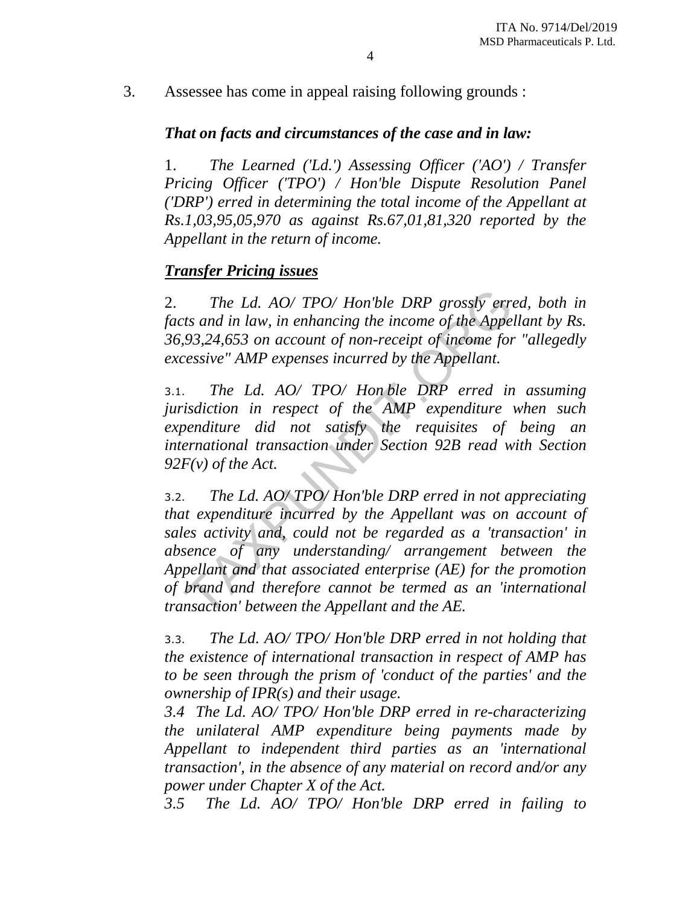3. Assessee has come in appeal raising following grounds :

***That on facts and circumstances of the case and in law:***

1. *The Learned ('Ld.') Assessing Officer ('AO') / Transfer Pricing Officer ('TPO') / Hon'ble Dispute Resolution Panel ('DRP') erred in determining the total income of the Appellant at Rs.1,03,95,05,970 as against Rs.67,01,81,320 reported by the Appellant in the return of income.*

***Transfer Pricing issues***

2. *The Ld. AO/ TPO/ Hon'ble DRP grossly erred, both in facts and in law, in enhancing the income of the Appellant by Rs. 36,93,24,653 on account of non-receipt of income for "allegedly excessive" AMP expenses incurred by the Appellant.*

3.1. *The Ld. AO/ TPO/ Hon'ble DRP erred in assuming jurisdiction in respect of the AMP expenditure when such expenditure did not satisfy the requisites of being an international transaction under Section 92B read with Section 92F(v) of the Act.*

3.2. *The Ld. AO/ TPO/ Hon'ble DRP erred in not appreciating that expenditure incurred by the Appellant was on account of sales activity and, could not be regarded as a 'transaction' in absence of any understanding/ arrangement between the Appellant and that associated enterprise (AE) for the promotion of brand and therefore cannot be termed as an 'international transaction' between the Appellant and the AE.*

3.3. *The Ld. AO/ TPO/ Hon'ble DRP erred in not holding that the existence of international transaction in respect of AMP has to be seen through the prism of 'conduct of the parties' and the ownership of IPR(s) and their usage.*

*3.4 The Ld. AO/ TPO/ Hon'ble DRP erred in re-characterizing the unilateral AMP expenditure being payments made by Appellant to independent third parties as an 'international transaction', in the absence of any material on record and/or any power under Chapter X of the Act.*

*3.5 The Ld. AO/ TPO/ Hon'ble DRP erred in failing to*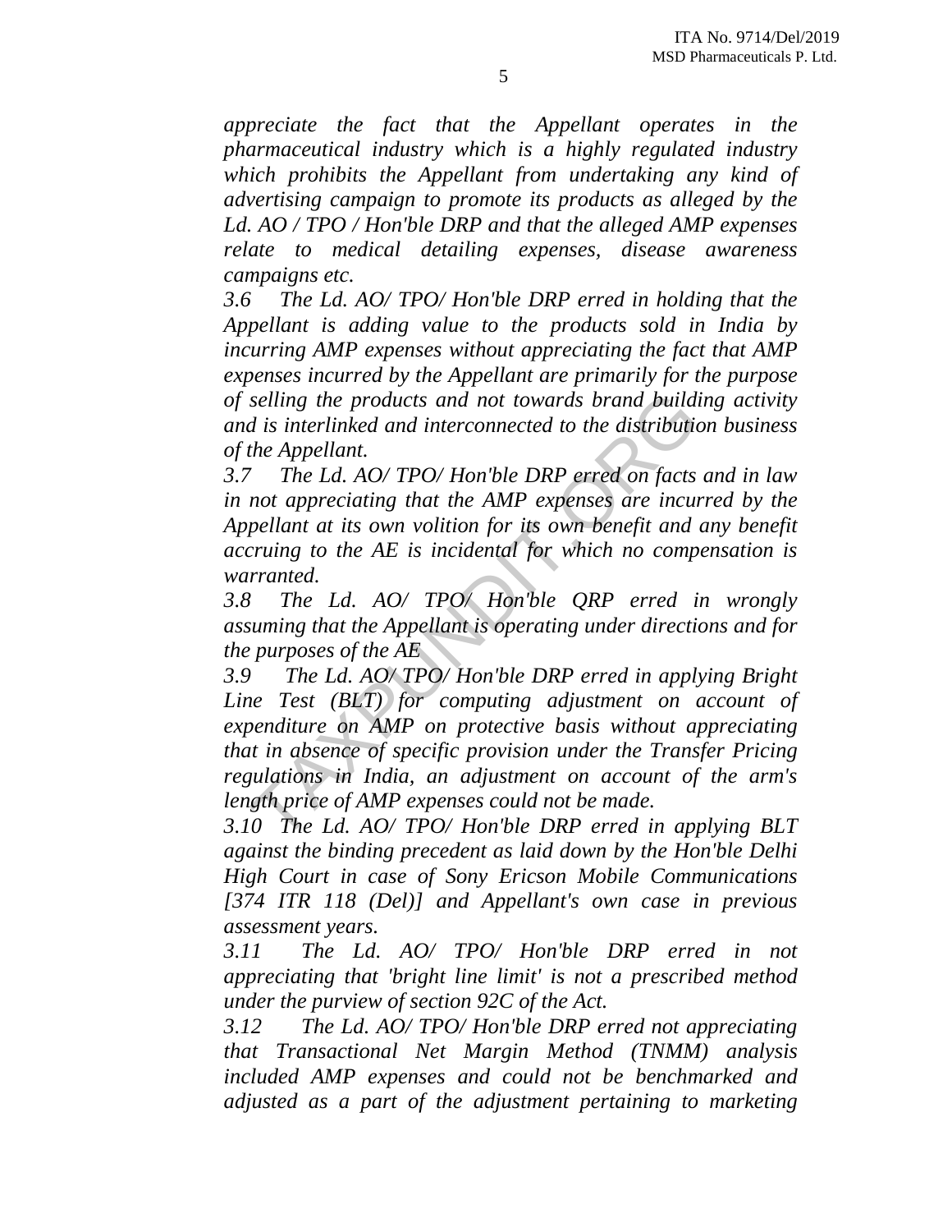*appreciate the fact that the Appellant operates in the pharmaceutical industry which is a highly regulated industry which prohibits the Appellant from undertaking any kind of advertising campaign to promote its products as alleged by the Ld. AO / TPO / Hon'ble DRP and that the alleged AMP expenses relate to medical detailing expenses, disease awareness campaigns etc.*

*3.6 The Ld. AO/ TPO/ Hon'ble DRP erred in holding that the Appellant is adding value to the products sold in India by incurring AMP expenses without appreciating the fact that AMP expenses incurred by the Appellant are primarily for the purpose of selling the products and not towards brand building activity and is interlinked and interconnected to the distribution business of the Appellant.*

*3.7 The Ld. AO/ TPO/ Hon'ble DRP erred on facts and in law in not appreciating that the AMP expenses are incurred by the Appellant at its own volition for its own benefit and any benefit accruing to the AE is incidental for which no compensation is warranted.*

*3.8 The Ld. AO/ TPO/ Hon'ble QRP erred in wrongly assuming that the Appellant is operating under directions and for the purposes of the AE*

*3.9 The Ld. AO/ TPO/ Hon'ble DRP erred in applying Bright Line Test (BLT) for computing adjustment on account of expenditure on AMP on protective basis without appreciating that in absence of specific provision under the Transfer Pricing regulations in India, an adjustment on account of the arm's length price of AMP expenses could not be made.*

*3.10 The Ld. AO/ TPO/ Hon'ble DRP erred in applying BLT against the binding precedent as laid down by the Hon'ble Delhi High Court in case of Sony Ericson Mobile Communications [374 ITR 118 (Del)] and Appellant's own case in previous assessment years.*

*3.11 The Ld. AO/ TPO/ Hon'ble DRP erred in not appreciating that 'bright line limit' is not a prescribed method under the purview of section 92C of the Act.*

*3.12 The Ld. AO/ TPO/ Hon'ble DRP erred not appreciating that Transactional Net Margin Method (TNMM) analysis included AMP expenses and could not be benchmarked and adjusted as a part of the adjustment pertaining to marketing*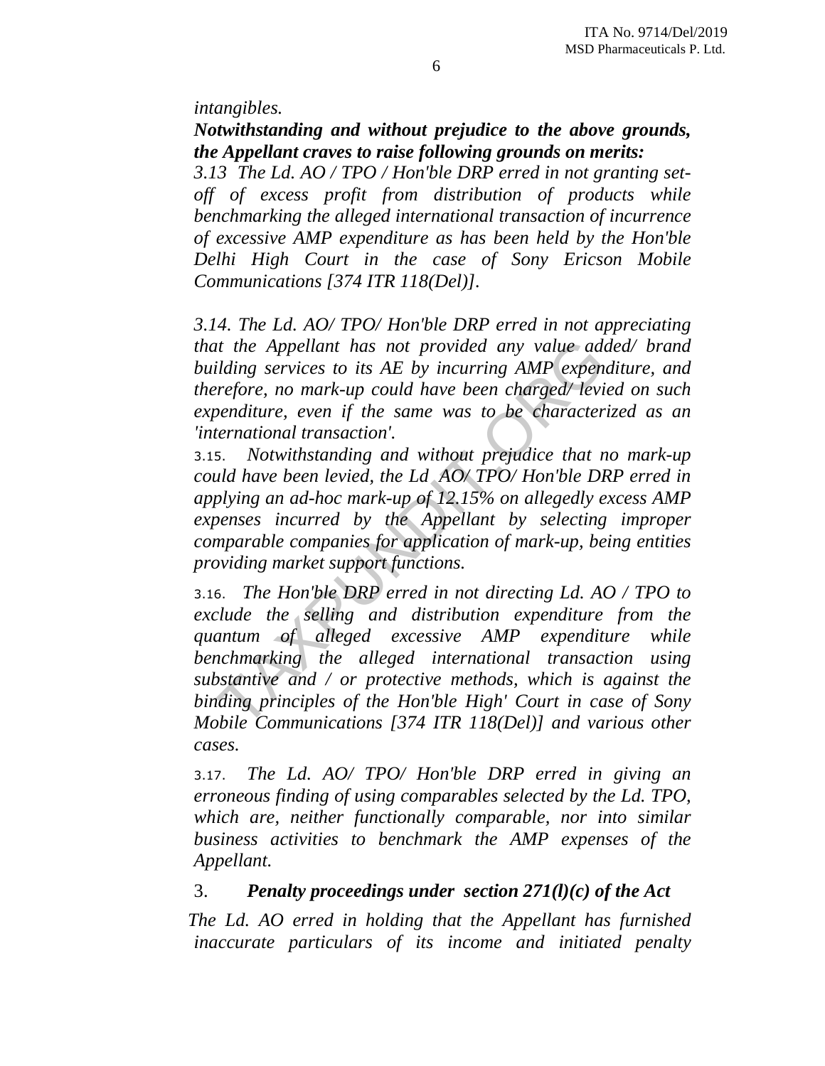*intangibles.*

***Notwithstanding and without prejudice to the above grounds, the Appellant craves to raise following grounds on merits:***

*3.13 The Ld. AO / TPO / Hon'ble DRP erred in not granting set-off of excess profit from distribution of products while benchmarking the alleged international transaction of incurrence of excessive AMP expenditure as has been held by the Hon'ble Delhi High Court in the case of Sony Ericson Mobile Communications [374 ITR 118(Del)].*

*3.14. The Ld. AO/ TPO/ Hon'ble DRP erred in not appreciating that the Appellant has not provided any value added/ brand building services to its AE by incurring AMP expenditure, and therefore, no mark-up could have been charged/ levied on such expenditure, even if the same was to be characterized as an 'international transaction'.*

3.15. *Notwithstanding and without prejudice that no mark-up could have been levied, the Ld AO/ TPO/ Hon'ble DRP erred in applying an ad-hoc mark-up of 12.15% on allegedly excess AMP expenses incurred by the Appellant by selecting improper comparable companies for application of mark-up, being entities providing market support functions.*

3.16. *The Hon'ble DRP erred in not directing Ld. AO / TPO to exclude the selling and distribution expenditure from the quantum of alleged excessive AMP expenditure while benchmarking the alleged international transaction using substantive and / or protective methods, which is against the binding principles of the Hon'ble High' Court in case of Sony Mobile Communications [374 ITR 118(Del)] and various other cases.*

3.17. *The Ld. AO/ TPO/ Hon'ble DRP erred in giving an erroneous finding of using comparables selected by the Ld. TPO, which are, neither functionally comparable, nor into similar business activities to benchmark the AMP expenses of the Appellant.*

3. ***Penalty proceedings under section 271(l)(c) of the Act***

*The Ld. AO erred in holding that the Appellant has furnished inaccurate particulars of its income and initiated penalty*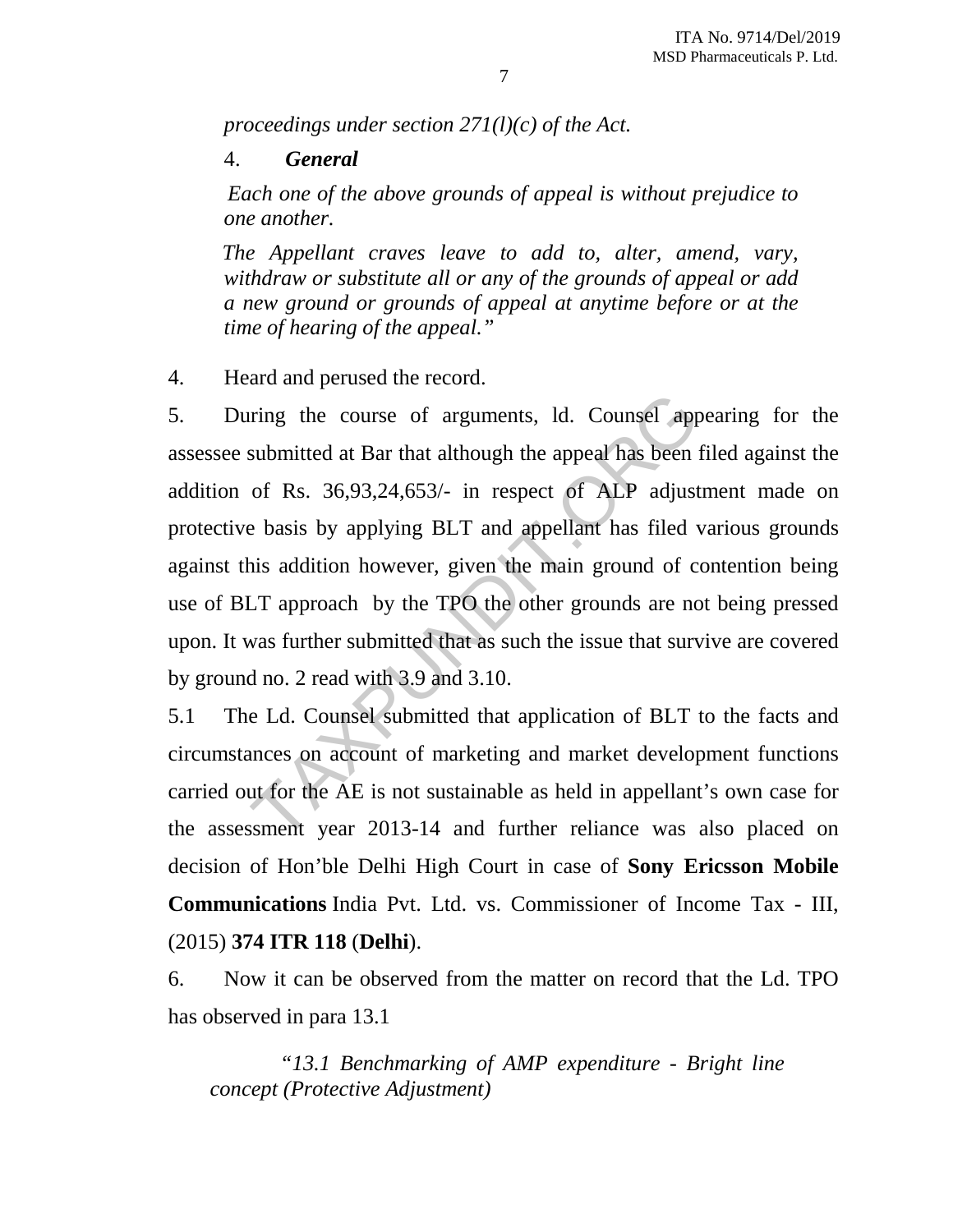*proceedings under section 271(l)(c) of the Act.*

4. ***General***

*Each one of the above grounds of appeal is without prejudice to one another.*

*The Appellant craves leave to add to, alter, amend, vary, withdraw or substitute all or any of the grounds of appeal or add a new ground or grounds of appeal at anytime before or at the time of hearing of the appeal."*

4. Heard and perused the record.

5. During the course of arguments, ld. Counsel appearing for the assessee submitted at Bar that although the appeal has been filed against the addition of Rs. 36,93,24,653/- in respect of ALP adjustment made on protective basis by applying BLT and appellant has filed various grounds against this addition however, given the main ground of contention being use of BLT approach by the TPO the other grounds are not being pressed upon. It was further submitted that as such the issue that survive are covered by ground no. 2 read with 3.9 and 3.10.

5.1 The Ld. Counsel submitted that application of BLT to the facts and circumstances on account of marketing and market development functions carried out for the AE is not sustainable as held in appellant's own case for the assessment year 2013-14 and further reliance was also placed on decision of Hon'ble Delhi High Court in case of **Sony Ericsson Mobile Communications** India Pvt. Ltd. vs. Commissioner of Income Tax - III, (2015) **374 ITR 118** (**Delhi**).

6. Now it can be observed from the matter on record that the Ld. TPO has observed in para 13.1

> *"13.1 Benchmarking of AMP expenditure - Bright line concept (Protective Adjustment)*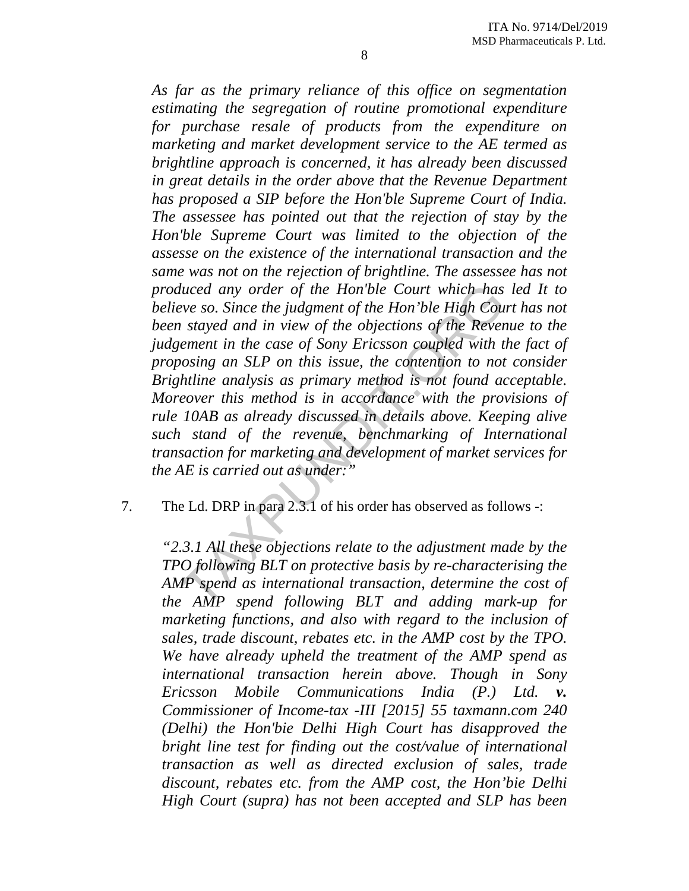*As far as the primary reliance of this office on segmentation estimating the segregation of routine promotional expenditure for purchase resale of products from the expenditure on marketing and market development service to the AE termed as brightline approach is concerned, it has already been discussed in great details in the order above that the Revenue Department has proposed a SIP before the Hon'ble Supreme Court of India. The assessee has pointed out that the rejection of stay by the Hon'ble Supreme Court was limited to the objection of the assesse on the existence of the international transaction and the same was not on the rejection of brightline. The assessee has not produced any order of the Hon'ble Court which has led It to believe so. Since the judgment of the Hon'ble High Court has not been stayed and in view of the objections of the Revenue to the judgement in the case of Sony Ericsson coupled with the fact of proposing an SLP on this issue, the contention to not consider Brightline analysis as primary method is not found acceptable. Moreover this method is in accordance with the provisions of rule 10AB as already discussed in details above. Keeping alive such stand of the revenue, benchmarking of International transaction for marketing and development of market services for the AE is carried out as under:"*

7. The Ld. DRP in para 2.3.1 of his order has observed as follows -:

*"2.3.1 All these objections relate to the adjustment made by the TPO following BLT on protective basis by re-characterising the AMP spend as international transaction, determine the cost of the AMP spend following BLT and adding mark-up for marketing functions, and also with regard to the inclusion of sales, trade discount, rebates etc. in the AMP cost by the TPO. We have already upheld the treatment of the AMP spend as international transaction herein above. Though in Sony Ericsson Mobile Communications India (P.) Ltd.* ***v.*** *Commissioner of Income-tax -III [2015] 55 taxmann.com 240 (Delhi) the Hon'bie Delhi High Court has disapproved the bright line test for finding out the cost/value of international transaction as well as directed exclusion of sales, trade discount, rebates etc. from the AMP cost, the Hon'bie Delhi High Court (supra) has not been accepted and SLP has been*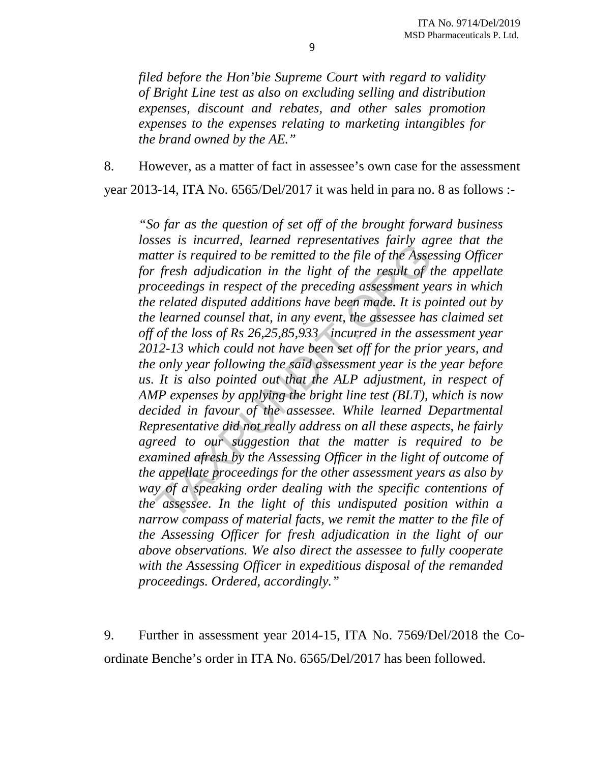*filed before the Hon'bie Supreme Court with regard to validity of Bright Line test as also on excluding selling and distribution expenses, discount and rebates, and other sales promotion expenses to the expenses relating to marketing intangibles for the brand owned by the AE."*

8. However, as a matter of fact in assessee's own case for the assessment year 2013-14, ITA No. 6565/Del/2017 it was held in para no. 8 as follows :-

> *"So far as the question of set off of the brought forward business losses is incurred, learned representatives fairly agree that the matter is required to be remitted to the file of the Assessing Officer for fresh adjudication in the light of the result of the appellate proceedings in respect of the preceding assessment years in which the related disputed additions have been made. It is pointed out by the learned counsel that, in any event, the assessee has claimed set off of the loss of Rs 26,25,85,933 incurred in the assessment year 2012-13 which could not have been set off for the prior years, and the only year following the said assessment year is the year before us. It is also pointed out that the ALP adjustment, in respect of AMP expenses by applying the bright line test (BLT), which is now decided in favour of the assessee. While learned Departmental Representative did not really address on all these aspects, he fairly agreed to our suggestion that the matter is required to be examined afresh by the Assessing Officer in the light of outcome of the appellate proceedings for the other assessment years as also by way of a speaking order dealing with the specific contentions of the assessee. In the light of this undisputed position within a narrow compass of material facts, we remit the matter to the file of the Assessing Officer for fresh adjudication in the light of our above observations. We also direct the assessee to fully cooperate with the Assessing Officer in expeditious disposal of the remanded proceedings. Ordered, accordingly."*

9. Further in assessment year 2014-15, ITA No. 7569/Del/2018 the Co-ordinate Benche's order in ITA No. 6565/Del/2017 has been followed.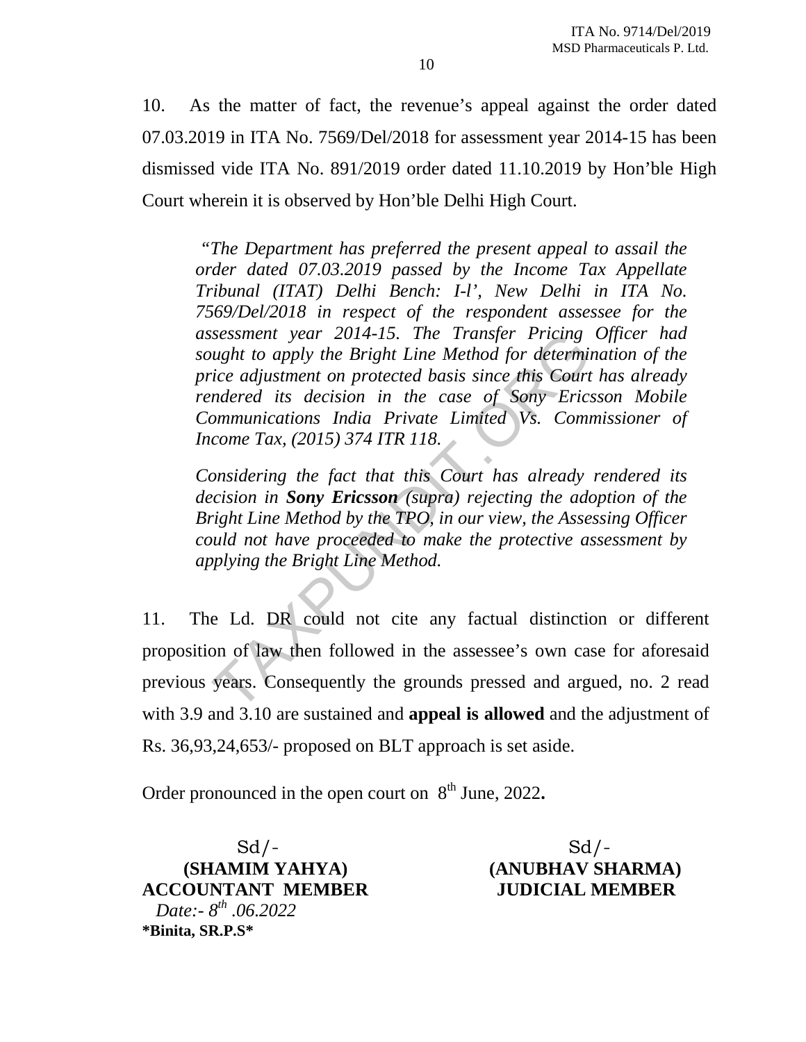10. As the matter of fact, the revenue's appeal against the order dated 07.03.2019 in ITA No. 7569/Del/2018 for assessment year 2014-15 has been dismissed vide ITA No. 891/2019 order dated 11.10.2019 by Hon'ble High Court wherein it is observed by Hon'ble Delhi High Court.

> *"The Department has preferred the present appeal to assail the order dated 07.03.2019 passed by the Income Tax Appellate Tribunal (ITAT) Delhi Bench: I-l', New Delhi in ITA No. 7569/Del/2018 in respect of the respondent assessee for the assessment year 2014-15. The Transfer Pricing Officer had sought to apply the Bright Line Method for determination of the price adjustment on protected basis since this Court has already rendered its decision in the case of Sony Ericsson Mobile Communications India Private Limited Vs. Commissioner of Income Tax, (2015) 374 ITR 118.*
>
> *Considering the fact that this Court has already rendered its decision in **Sony Ericsson** (supra) rejecting the adoption of the Bright Line Method by the TPO, in our view, the Assessing Officer could not have proceeded to make the protective assessment by applying the Bright Line Method.*

11. The Ld. DR could not cite any factual distinction or different proposition of law then followed in the assessee's own case for aforesaid previous years. Consequently the grounds pressed and argued, no. 2 read with 3.9 and 3.10 are sustained and **appeal is allowed** and the adjustment of Rs. 36,93,24,653/- proposed on BLT approach is set aside.

Order pronounced in the open court on 8th June, 2022**.**

| Sd/- | Sd/- |
|---|---|
| **(SHAMIM YAHYA)** | **(ANUBHAV SHARMA)** |
| **ACCOUNTANT MEMBER** | **JUDICIAL MEMBER** |

*Date:- 8th .06.2022*

**\*Binita, SR.P.S\***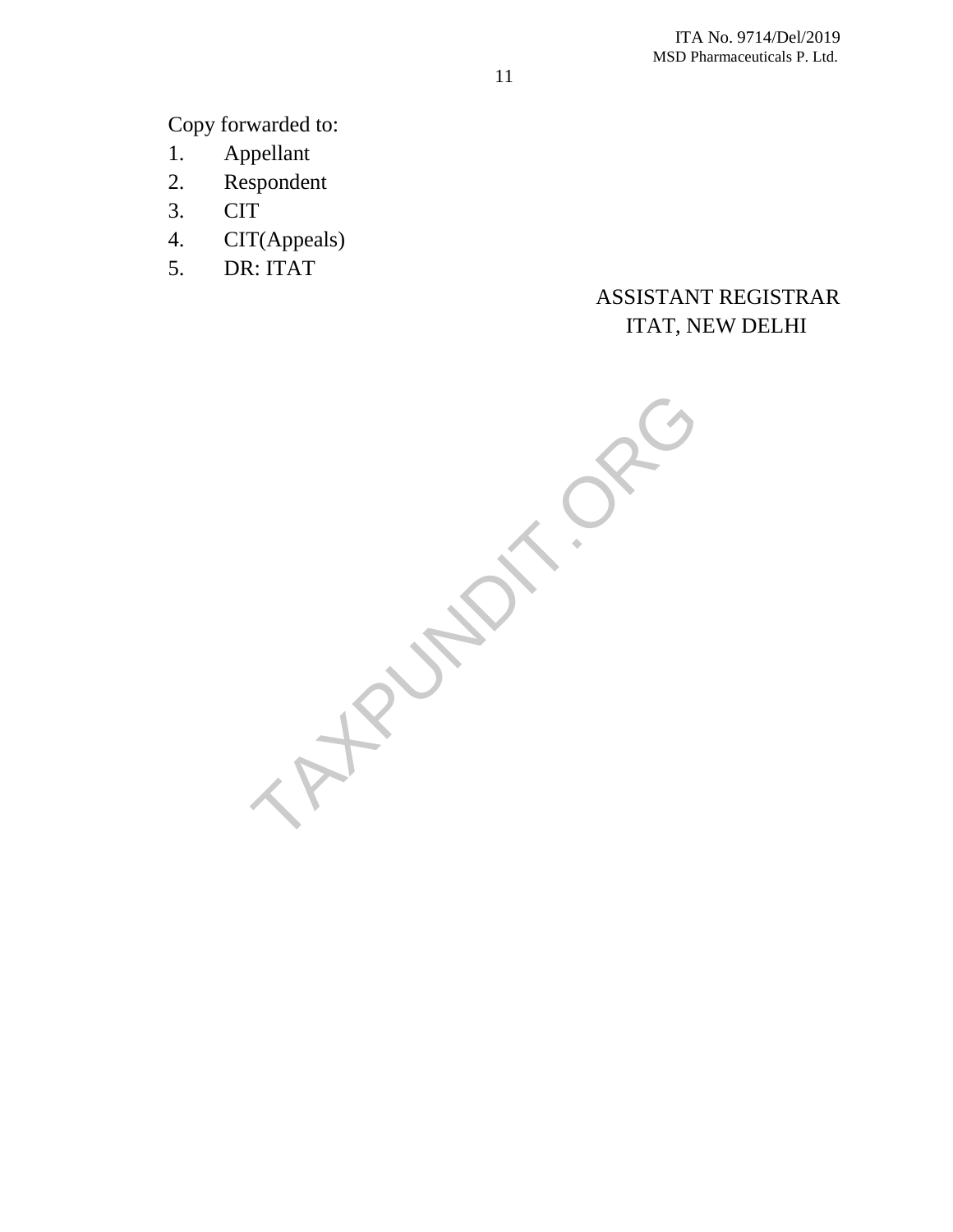Copy forwarded to:

1. Appellant
2. Respondent
3. CIT
4. CIT(Appeals)
5. DR: ITAT

ASSISTANT REGISTRAR
ITAT, NEW DELHI